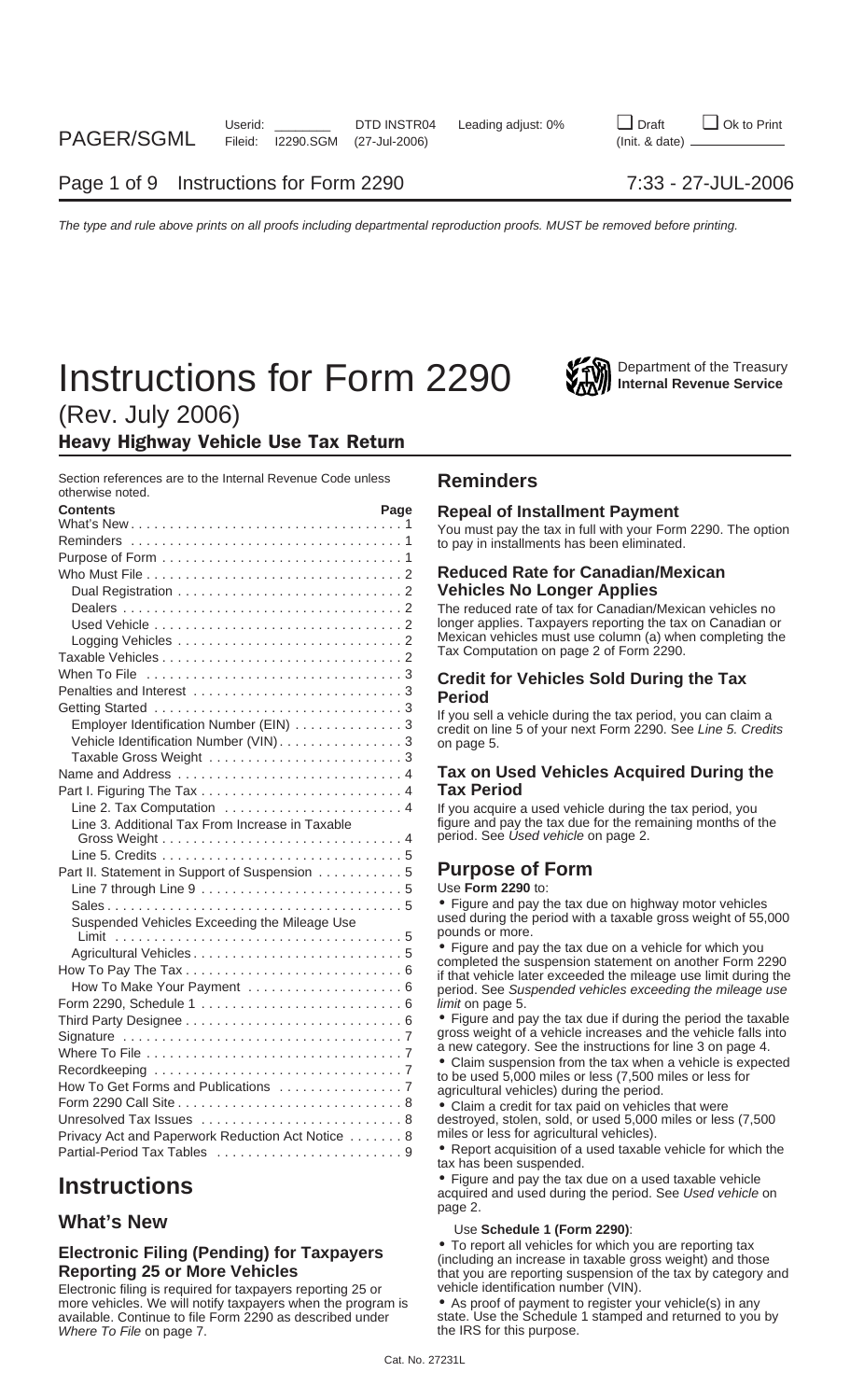# Instructions for Form 2290

Department of the Treasury
**Internal Revenue Service**

(Rev. July 2006)

## Heavy Highway Vehicle Use Tax Return

Section references are to the Internal Revenue Code unless otherwise noted.

| Contents | Page |
|---|---|
| What's New | 1 |
| Reminders | 1 |
| Purpose of Form | 1 |
| Who Must File | 2 |
| Dual Registration | 2 |
| Dealers | 2 |
| Used Vehicle | 2 |
| Logging Vehicles | 2 |
| Taxable Vehicles | 2 |
| When To File | 3 |
| Penalties and Interest | 3 |
| Getting Started | 3 |
| Employer Identification Number (EIN) | 3 |
| Vehicle Identification Number (VIN) | 3 |
| Taxable Gross Weight | 3 |
| Name and Address | 4 |
| Part I. Figuring The Tax | 4 |
| Line 2. Tax Computation | 4 |
| Line 3. Additional Tax From Increase in Taxable Gross Weight | 4 |
| Line 5. Credits | 5 |
| Part II. Statement in Support of Suspension | 5 |
| Line 7 through Line 9 | 5 |
| Sales | 5 |
| Suspended Vehicles Exceeding the Mileage Use Limit | 5 |
| Agricultural Vehicles | 5 |
| How To Pay The Tax | 6 |
| How To Make Your Payment | 6 |
| Form 2290, Schedule 1 | 6 |
| Third Party Designee | 6 |
| Signature | 7 |
| Where To File | 7 |
| Recordkeeping | 7 |
| How To Get Forms and Publications | 7 |
| Form 2290 Call Site | 8 |
| Unresolved Tax Issues | 8 |
| Privacy Act and Paperwork Reduction Act Notice | 8 |
| Partial-Period Tax Tables | 9 |

# Instructions

## What's New

### Electronic Filing (Pending) for Taxpayers Reporting 25 or More Vehicles

Electronic filing is required for taxpayers reporting 25 or more vehicles. We will notify taxpayers when the program is available. Continue to file Form 2290 as described under *Where To File* on page 7.

## Reminders

### Repeal of Installment Payment

You must pay the tax in full with your Form 2290. The option to pay in installments has been eliminated.

### Reduced Rate for Canadian/Mexican Vehicles No Longer Applies

The reduced rate of tax for Canadian/Mexican vehicles no longer applies. Taxpayers reporting the tax on Canadian or Mexican vehicles must use column (a) when completing the Tax Computation on page 2 of Form 2290.

### Credit for Vehicles Sold During the Tax Period

If you sell a vehicle during the tax period, you can claim a credit on line 5 of your next Form 2290. See *Line 5. Credits* on page 5.

### Tax on Used Vehicles Acquired During the Tax Period

If you acquire a used vehicle during the tax period, you figure and pay the tax due for the remaining months of the period. See *Used vehicle* on page 2.

## Purpose of Form

Use **Form 2290** to:

- Figure and pay the tax due on highway motor vehicles used during the period with a taxable gross weight of 55,000 pounds or more.
- Figure and pay the tax due on a vehicle for which you completed the suspension statement on another Form 2290 if that vehicle later exceeded the mileage use limit during the period. See *Suspended vehicles exceeding the mileage use limit* on page 5.
- Figure and pay the tax due if during the period the taxable gross weight of a vehicle increases and the vehicle falls into a new category. See the instructions for line 3 on page 4.
- Claim suspension from the tax when a vehicle is expected to be used 5,000 miles or less (7,500 miles or less for agricultural vehicles) during the period.
- Claim a credit for tax paid on vehicles that were destroyed, stolen, sold, or used 5,000 miles or less (7,500 miles or less for agricultural vehicles).
- Report acquisition of a used taxable vehicle for which the tax has been suspended.
- Figure and pay the tax due on a used taxable vehicle acquired and used during the period. See *Used vehicle* on page 2.

Use **Schedule 1 (Form 2290)**:

- To report all vehicles for which you are reporting tax (including an increase in taxable gross weight) and those that you are reporting suspension of the tax by category and vehicle identification number (VIN).
- As proof of payment to register your vehicle(s) in any state. Use the Schedule 1 stamped and returned to you by the IRS for this purpose.

Cat. No. 27231L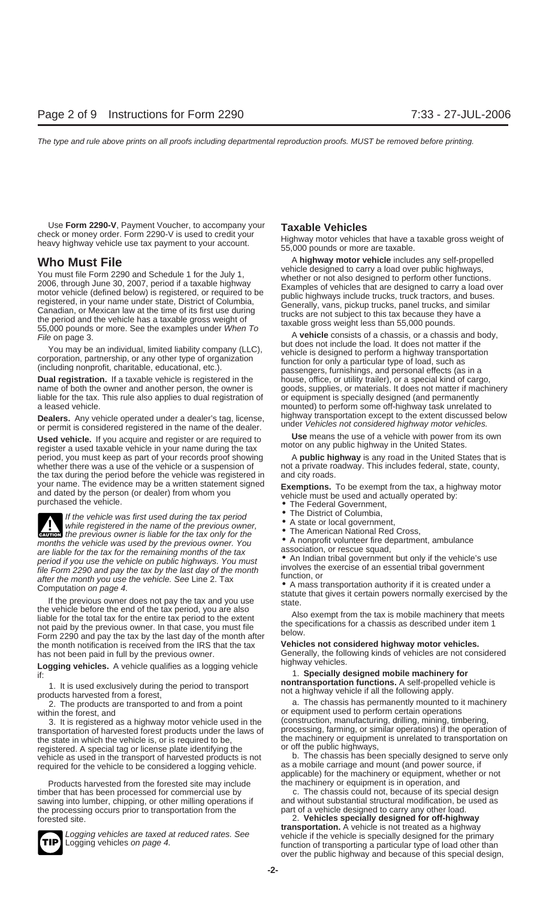Use **Form 2290-V**, Payment Voucher, to accompany your check or money order. Form 2290-V is used to credit your heavy highway vehicle use tax payment to your account.

## Who Must File

You must file Form 2290 and Schedule 1 for the July 1, 2006, through June 30, 2007, period if a taxable highway motor vehicle (defined below) is registered, or required to be registered, in your name under state, District of Columbia, Canadian, or Mexican law at the time of its first use during the period and the vehicle has a taxable gross weight of 55,000 pounds or more. See the examples under *When To File* on page 3.

You may be an individual, limited liability company (LLC), corporation, partnership, or any other type of organization (including nonprofit, charitable, educational, etc.).

**Dual registration.** If a taxable vehicle is registered in the name of both the owner and another person, the owner is liable for the tax. This rule also applies to dual registration of a leased vehicle.

**Dealers.** Any vehicle operated under a dealer's tag, license, or permit is considered registered in the name of the dealer.

**Used vehicle.** If you acquire and register or are required to register a used taxable vehicle in your name during the tax period, you must keep as part of your records proof showing whether there was a use of the vehicle or a suspension of the tax during the period before the vehicle was registered in your name. The evidence may be a written statement signed and dated by the person (or dealer) from whom you purchased the vehicle.

**CAUTION:** *If the vehicle was first used during the tax period while registered in the name of the previous owner, the previous owner is liable for the tax only for the months the vehicle was used by the previous owner. You are liable for the tax for the remaining months of the tax period if you use the vehicle on public highways. You must file Form 2290 and pay the tax by the last day of the month after the month you use the vehicle. See* Line 2. Tax Computation *on page 4.*

If the previous owner does not pay the tax and you use the vehicle before the end of the tax period, you are also liable for the total tax for the entire tax period to the extent not paid by the previous owner. In that case, you must file Form 2290 and pay the tax by the last day of the month after the month notification is received from the IRS that the tax has not been paid in full by the previous owner.

**Logging vehicles.** A vehicle qualifies as a logging vehicle if:

1. It is used exclusively during the period to transport products harvested from a forest,
2. The products are transported to and from a point within the forest, and
3. It is registered as a highway motor vehicle used in the transportation of harvested forest products under the laws of the state in which the vehicle is, or is required to be, registered. A special tag or license plate identifying the vehicle as used in the transport of harvested products is not required for the vehicle to be considered a logging vehicle.

Products harvested from the forested site may include timber that has been processed for commercial use by sawing into lumber, chipping, or other milling operations if the processing occurs prior to transportation from the forested site.

**TIP:** *Logging vehicles are taxed at reduced rates. See* Logging vehicles *on page 4.*

## Taxable Vehicles

Highway motor vehicles that have a taxable gross weight of 55,000 pounds or more are taxable.

A **highway motor vehicle** includes any self-propelled vehicle designed to carry a load over public highways, whether or not also designed to perform other functions. Examples of vehicles that are designed to carry a load over public highways include trucks, truck tractors, and buses. Generally, vans, pickup trucks, panel trucks, and similar trucks are not subject to this tax because they have a taxable gross weight less than 55,000 pounds.

A **vehicle** consists of a chassis, or a chassis and body, but does not include the load. It does not matter if the vehicle is designed to perform a highway transportation function for only a particular type of load, such as passengers, furnishings, and personal effects (as in a house, office, or utility trailer), or a special kind of cargo, goods, supplies, or materials. It does not matter if machinery or equipment is specially designed (and permanently mounted) to perform some off-highway task unrelated to highway transportation except to the extent discussed below under *Vehicles not considered highway motor vehicles.*

**Use** means the use of a vehicle with power from its own motor on any public highway in the United States.

A **public highway** is any road in the United States that is not a private roadway. This includes federal, state, county, and city roads.

**Exemptions.** To be exempt from the tax, a highway motor vehicle must be used and actually operated by:

- The Federal Government,
- The District of Columbia,
- A state or local government,
- The American National Red Cross,
- A nonprofit volunteer fire department, ambulance association, or rescue squad,
- An Indian tribal government but only if the vehicle's use involves the exercise of an essential tribal government function, or
- A mass transportation authority if it is created under a statute that gives it certain powers normally exercised by the state.

Also exempt from the tax is mobile machinery that meets the specifications for a chassis as described under item 1 below.

**Vehicles not considered highway motor vehicles.** Generally, the following kinds of vehicles are not considered highway vehicles.

1. **Specially designed mobile machinery for nontransportation functions.** A self-propelled vehicle is not a highway vehicle if all the following apply.

   a. The chassis has permanently mounted to it machinery or equipment used to perform certain operations (construction, manufacturing, drilling, mining, timbering, processing, farming, or similar operations) if the operation of the machinery or equipment is unrelated to transportation on or off the public highways,

   b. The chassis has been specially designed to serve only as a mobile carriage and mount (and power source, if applicable) for the machinery or equipment, whether or not the machinery or equipment is in operation, and

   c. The chassis could not, because of its special design and without substantial structural modification, be used as part of a vehicle designed to carry any other load.

2. **Vehicles specially designed for off-highway transportation.** A vehicle is not treated as a highway vehicle if the vehicle is specially designed for the primary function of transporting a particular type of load other than over the public highway and because of this special design,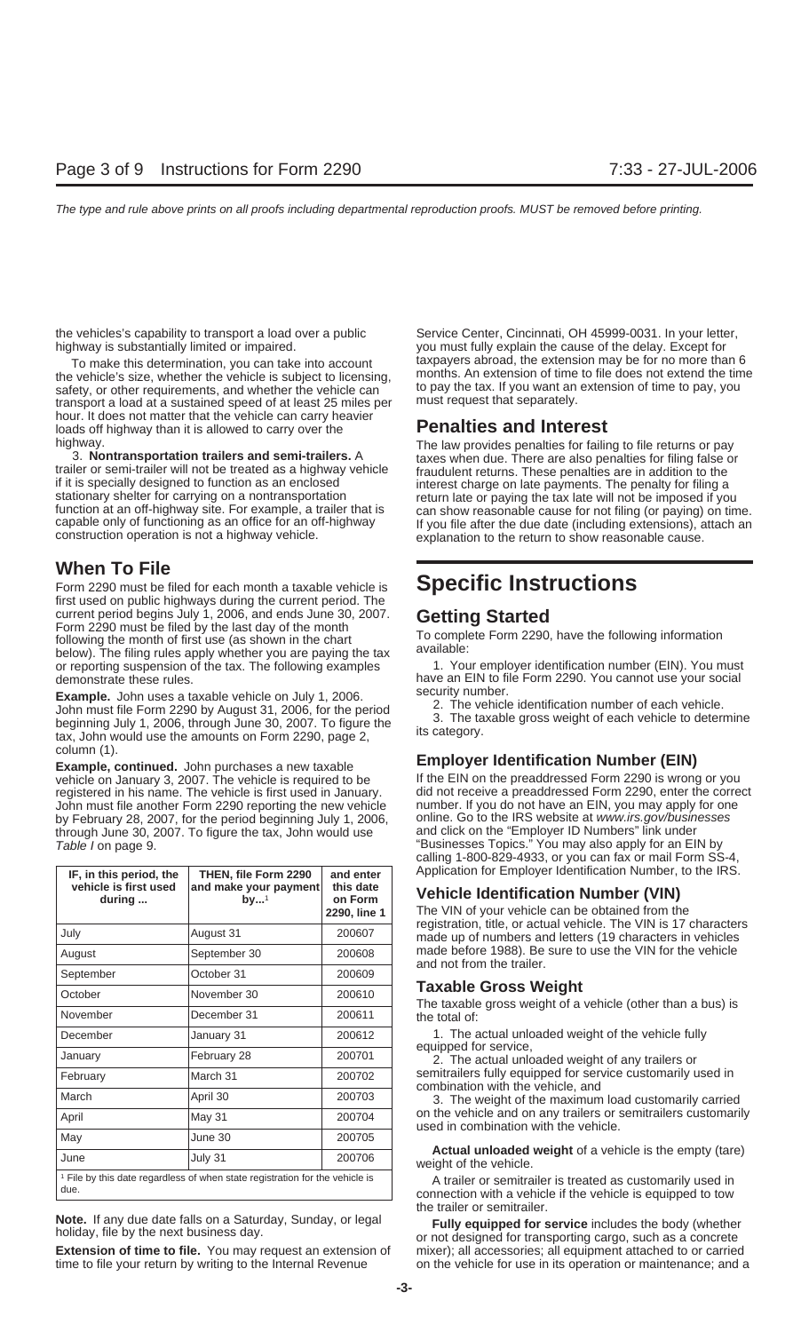the vehicles's capability to transport a load over a public highway is substantially limited or impaired.

To make this determination, you can take into account the vehicle's size, whether the vehicle is subject to licensing, safety, or other requirements, and whether the vehicle can transport a load at a sustained speed of at least 25 miles per hour. It does not matter that the vehicle can carry heavier loads off highway than it is allowed to carry over the highway.

3. **Nontransportation trailers and semi-trailers.** A trailer or semi-trailer will not be treated as a highway vehicle if it is specially designed to function as an enclosed stationary shelter for carrying on a nontransportation function at an off-highway site. For example, a trailer that is capable only of functioning as an office for an off-highway construction operation is not a highway vehicle.

## When To File

Form 2290 must be filed for each month a taxable vehicle is first used on public highways during the current period. The current period begins July 1, 2006, and ends June 30, 2007. Form 2290 must be filed by the last day of the month following the month of first use (as shown in the chart below). The filing rules apply whether you are paying the tax or reporting suspension of the tax. The following examples demonstrate these rules.

**Example.** John uses a taxable vehicle on July 1, 2006. John must file Form 2290 by August 31, 2006, for the period beginning July 1, 2006, through June 30, 2007. To figure the tax, John would use the amounts on Form 2290, page 2, column (1).

**Example, continued.** John purchases a new taxable vehicle on January 3, 2007. The vehicle is required to be registered in his name. The vehicle is first used in January. John must file another Form 2290 reporting the new vehicle by February 28, 2007, for the period beginning July 1, 2006, through June 30, 2007. To figure the tax, John would use *Table I* on page 9.

| IF, in this period, the vehicle is first used during ... | THEN, file Form 2290 and make your payment by...[1] | and enter this date on Form 2290, line 1 |
|---|---|---|
| July | August 31 | 200607 |
| August | September 30 | 200608 |
| September | October 31 | 200609 |
| October | November 30 | 200610 |
| November | December 31 | 200611 |
| December | January 31 | 200612 |
| January | February 28 | 200701 |
| February | March 31 | 200702 |
| March | April 30 | 200703 |
| April | May 31 | 200704 |
| May | June 30 | 200705 |
| June | July 31 | 200706 |

[1] File by this date regardless of when state registration for the vehicle is due.

**Note.** If any due date falls on a Saturday, Sunday, or legal holiday, file by the next business day.

**Extension of time to file.** You may request an extension of time to file your return by writing to the Internal Revenue Service Center, Cincinnati, OH 45999-0031. In your letter, you must fully explain the cause of the delay. Except for taxpayers abroad, the extension may be for no more than 6 months. An extension of time to file does not extend the time to pay the tax. If you want an extension of time to pay, you must request that separately.

## Penalties and Interest

The law provides penalties for failing to file returns or pay taxes when due. There are also penalties for filing false or fraudulent returns. These penalties are in addition to the interest charge on late payments. The penalty for filing a return late or paying the tax late will not be imposed if you can show reasonable cause for not filing (or paying) on time. If you file after the due date (including extensions), attach an explanation to the return to show reasonable cause.

# Specific Instructions

## Getting Started

To complete Form 2290, have the following information available:

1. Your employer identification number (EIN). You must have an EIN to file Form 2290. You cannot use your social security number.

2. The vehicle identification number of each vehicle.

3. The taxable gross weight of each vehicle to determine its category.

## Employer Identification Number (EIN)

If the EIN on the preaddressed Form 2290 is wrong or you did not receive a preaddressed Form 2290, enter the correct number. If you do not have an EIN, you may apply for one online. Go to the IRS website at *www.irs.gov/businesses* and click on the "Employer ID Numbers" link under "Businesses Topics." You may also apply for an EIN by calling 1-800-829-4933, or you can fax or mail Form SS-4, Application for Employer Identification Number, to the IRS.

## Vehicle Identification Number (VIN)

The VIN of your vehicle can be obtained from the registration, title, or actual vehicle. The VIN is 17 characters made up of numbers and letters (19 characters in vehicles made before 1988). Be sure to use the VIN for the vehicle and not from the trailer.

## Taxable Gross Weight

The taxable gross weight of a vehicle (other than a bus) is the total of:

1. The actual unloaded weight of the vehicle fully equipped for service,

2. The actual unloaded weight of any trailers or semitrailers fully equipped for service customarily used in combination with the vehicle, and

3. The weight of the maximum load customarily carried on the vehicle and on any trailers or semitrailers customarily used in combination with the vehicle.

**Actual unloaded weight** of a vehicle is the empty (tare) weight of the vehicle.

A trailer or semitrailer is treated as customarily used in connection with a vehicle if the vehicle is equipped to tow the trailer or semitrailer.

**Fully equipped for service** includes the body (whether or not designed for transporting cargo, such as a concrete mixer); all accessories; all equipment attached to or carried on the vehicle for use in its operation or maintenance; and a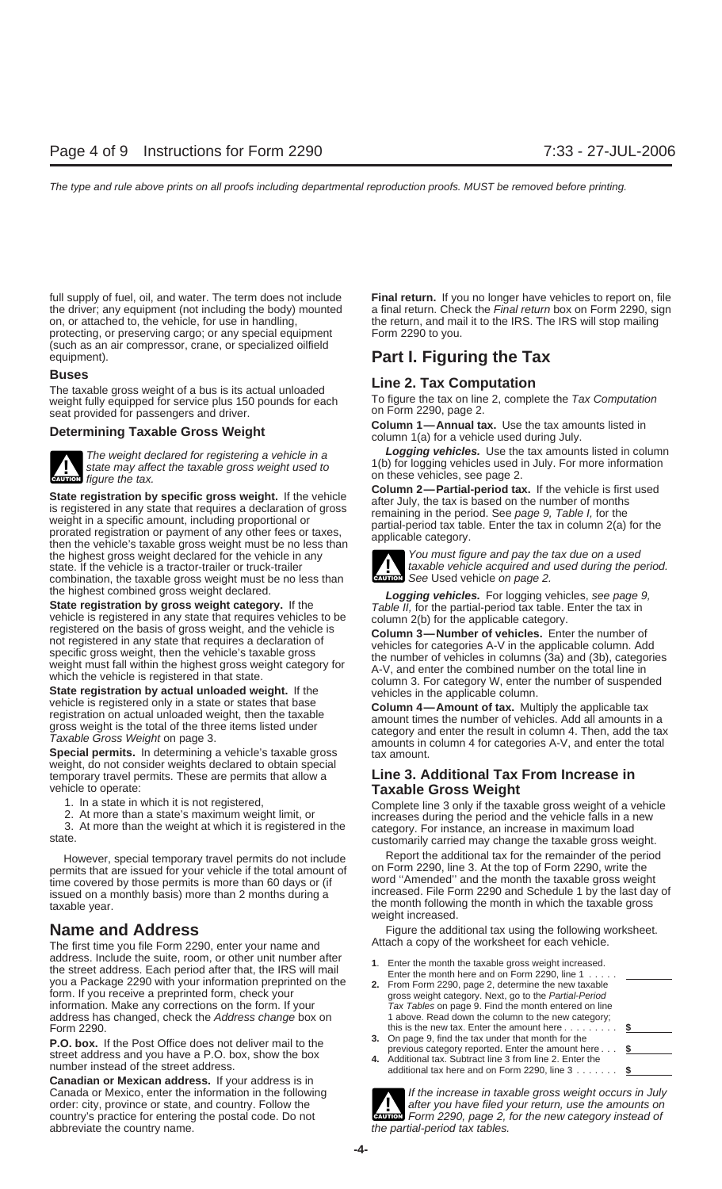full supply of fuel, oil, and water. The term does not include the driver; any equipment (not including the body) mounted on, or attached to, the vehicle, for use in handling, protecting, or preserving cargo; or any special equipment (such as an air compressor, crane, or specialized oilfield equipment).

### Buses

The taxable gross weight of a bus is its actual unloaded weight fully equipped for service plus 150 pounds for each seat provided for passengers and driver.

### Determining Taxable Gross Weight

**CAUTION** *The weight declared for registering a vehicle in a state may affect the taxable gross weight used to figure the tax.*

**State registration by specific gross weight.** If the vehicle is registered in any state that requires a declaration of gross weight in a specific amount, including proportional or prorated registration or payment of any other fees or taxes, then the vehicle's taxable gross weight must be no less than the highest gross weight declared for the vehicle in any state. If the vehicle is a tractor-trailer or truck-trailer combination, the taxable gross weight must be no less than the highest combined gross weight declared.

**State registration by gross weight category.** If the vehicle is registered in any state that requires vehicles to be registered on the basis of gross weight, and the vehicle is not registered in any state that requires a declaration of specific gross weight, then the vehicle's taxable gross weight must fall within the highest gross weight category for which the vehicle is registered in that state.

**State registration by actual unloaded weight.** If the vehicle is registered only in a state or states that base registration on actual unloaded weight, then the taxable gross weight is the total of the three items listed under *Taxable Gross Weight* on page 3.

**Special permits.** In determining a vehicle's taxable gross weight, do not consider weights declared to obtain special temporary travel permits. These are permits that allow a vehicle to operate:

1. In a state in which it is not registered,
2. At more than a state's maximum weight limit, or
3. At more than the weight at which it is registered in the state.

However, special temporary travel permits do not include permits that are issued for your vehicle if the total amount of time covered by those permits is more than 60 days or (if issued on a monthly basis) more than 2 months during a taxable year.

## Name and Address

The first time you file Form 2290, enter your name and address. Include the suite, room, or other unit number after the street address. Each period after that, the IRS will mail you a Package 2290 with your information preprinted on the form. If you receive a preprinted form, check your information. Make any corrections on the form. If your address has changed, check the *Address change* box on Form 2290.

**P.O. box.** If the Post Office does not deliver mail to the street address and you have a P.O. box, show the box number instead of the street address.

**Canadian or Mexican address.** If your address is in Canada or Mexico, enter the information in the following order: city, province or state, and country. Follow the country's practice for entering the postal code. Do not abbreviate the country name.

**Final return.** If you no longer have vehicles to report on, file a final return. Check the *Final return* box on Form 2290, sign the return, and mail it to the IRS. The IRS will stop mailing Form 2290 to you.

# Part I. Figuring the Tax

## Line 2. Tax Computation

To figure the tax on line 2, complete the *Tax Computation* on Form 2290, page 2.

**Column 1—Annual tax.** Use the tax amounts listed in column 1(a) for a vehicle used during July.

***Logging vehicles.*** Use the tax amounts listed in column 1(b) for logging vehicles used in July. For more information on these vehicles, see page 2.

**Column 2—Partial-period tax.** If the vehicle is first used after July, the tax is based on the number of months remaining in the period. See *page 9, Table I,* for the partial-period tax table. Enter the tax in column 2(a) for the applicable category.

**CAUTION** *You must figure and pay the tax due on a used taxable vehicle acquired and used during the period. See* Used vehicle *on page 2.*

***Logging vehicles.*** For logging vehicles, *see page 9, Table II,* for the partial-period tax table. Enter the tax in column 2(b) for the applicable category.

**Column 3—Number of vehicles.** Enter the number of vehicles for categories A-V in the applicable column. Add the number of vehicles in columns (3a) and (3b), categories A-V, and enter the combined number on the total line in column 3. For category W, enter the number of suspended vehicles in the applicable column.

**Column 4—Amount of tax.** Multiply the applicable tax amount times the number of vehicles. Add all amounts in a category and enter the result in column 4. Then, add the tax amounts in column 4 for categories A-V, and enter the total tax amount.

## Line 3. Additional Tax From Increase in Taxable Gross Weight

Complete line 3 only if the taxable gross weight of a vehicle increases during the period and the vehicle falls in a new category. For instance, an increase in maximum load customarily carried may change the taxable gross weight.

Report the additional tax for the remainder of the period on Form 2290, line 3. At the top of Form 2290, write the word "Amended" and the month the taxable gross weight increased. File Form 2290 and Schedule 1 by the last day of the month following the month in which the taxable gross weight increased.

Figure the additional tax using the following worksheet. Attach a copy of the worksheet for each vehicle.

1. Enter the month the taxable gross weight increased. Enter the month here and on Form 2290, line 1 . . . . . ________
2. From Form 2290, page 2, determine the new taxable gross weight category. Next, go to the *Partial-Period Tax Tables* on page 9. Find the month entered on line 1 above. Read down the column to the new category; this is the new tax. Enter the amount here . . . . . . . . . **$** ________
3. On page 9, find the tax under that month for the previous category reported. Enter the amount here . . . **$** ________
4. Additional tax. Subtract line 3 from line 2. Enter the additional tax here and on Form 2290, line 3 . . . . . . . **$** ________

**CAUTION** *If the increase in taxable gross weight occurs in July after you have filed your return, use the amounts on Form 2290, page 2, for the new category instead of the partial-period tax tables.*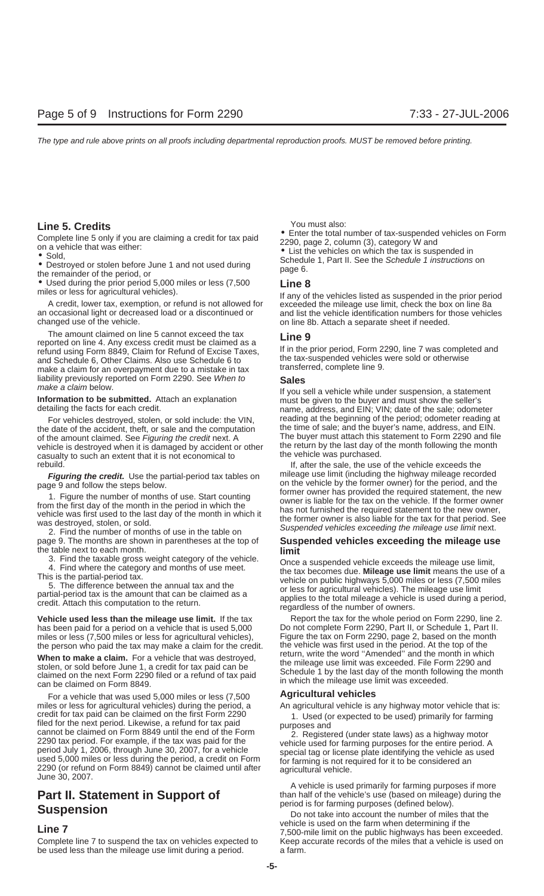## Line 5. Credits

Complete line 5 only if you are claiming a credit for tax paid on a vehicle that was either:

- Sold,
- Destroyed or stolen before June 1 and not used during the remainder of the period, or
- Used during the prior period 5,000 miles or less (7,500 miles or less for agricultural vehicles).

A credit, lower tax, exemption, or refund is not allowed for an occasional light or decreased load or a discontinued or changed use of the vehicle.

The amount claimed on line 5 cannot exceed the tax reported on line 4. Any excess credit must be claimed as a refund using Form 8849, Claim for Refund of Excise Taxes, and Schedule 6, Other Claims. Also use Schedule 6 to make a claim for an overpayment due to a mistake in tax liability previously reported on Form 2290. See *When to make a claim* below.

**Information to be submitted.** Attach an explanation detailing the facts for each credit.

For vehicles destroyed, stolen, or sold include: the VIN, the date of the accident, theft, or sale and the computation of the amount claimed. See *Figuring the credit* next. A vehicle is destroyed when it is damaged by accident or other casualty to such an extent that it is not economical to rebuild.

***Figuring the credit.*** Use the partial-period tax tables on page 9 and follow the steps below.

1. Figure the number of months of use. Start counting from the first day of the month in the period in which the vehicle was first used to the last day of the month in which it was destroyed, stolen, or sold.
2. Find the number of months of use in the table on page 9. The months are shown in parentheses at the top of the table next to each month.
3. Find the taxable gross weight category of the vehicle.
4. Find where the category and months of use meet. This is the partial-period tax.
5. The difference between the annual tax and the partial-period tax is the amount that can be claimed as a credit. Attach this computation to the return.

**Vehicle used less than the mileage use limit.** If the tax has been paid for a period on a vehicle that is used 5,000 miles or less (7,500 miles or less for agricultural vehicles), the person who paid the tax may make a claim for the credit.

**When to make a claim.** For a vehicle that was destroyed, stolen, or sold before June 1, a credit for tax paid can be claimed on the next Form 2290 filed or a refund of tax paid can be claimed on Form 8849.

For a vehicle that was used 5,000 miles or less (7,500 miles or less for agricultural vehicles) during the period, a credit for tax paid can be claimed on the first Form 2290 filed for the next period. Likewise, a refund for tax paid cannot be claimed on Form 8849 until the end of the Form 2290 tax period. For example, if the tax was paid for the period July 1, 2006, through June 30, 2007, for a vehicle used 5,000 miles or less during the period, a credit on Form 2290 (or refund on Form 8849) cannot be claimed until after June 30, 2007.

# Part II. Statement in Support of Suspension

## Line 7

Complete line 7 to suspend the tax on vehicles expected to be used less than the mileage use limit during a period.

You must also:

- Enter the total number of tax-suspended vehicles on Form 2290, page 2, column (3), category W and
- List the vehicles on which the tax is suspended in Schedule 1, Part II. See the *Schedule 1 instructions* on page 6.

## Line 8

If any of the vehicles listed as suspended in the prior period exceeded the mileage use limit, check the box on line 8a and list the vehicle identification numbers for those vehicles on line 8b. Attach a separate sheet if needed.

## Line 9

If in the prior period, Form 2290, line 7 was completed and the tax-suspended vehicles were sold or otherwise transferred, complete line 9.

### Sales

If you sell a vehicle while under suspension, a statement must be given to the buyer and must show the seller's name, address, and EIN; VIN; date of the sale; odometer reading at the beginning of the period; odometer reading at the time of sale; and the buyer's name, address, and EIN. The buyer must attach this statement to Form 2290 and file the return by the last day of the month following the month the vehicle was purchased.

If, after the sale, the use of the vehicle exceeds the mileage use limit (including the highway mileage recorded on the vehicle by the former owner) for the period, and the former owner has provided the required statement, the new owner is liable for the tax on the vehicle. If the former owner has not furnished the required statement to the new owner, the former owner is also liable for the tax for that period. See *Suspended vehicles exceeding the mileage use limit* next.

### Suspended vehicles exceeding the mileage use limit

Once a suspended vehicle exceeds the mileage use limit, the tax becomes due. **Mileage use limit** means the use of a vehicle on public highways 5,000 miles or less (7,500 miles or less for agricultural vehicles). The mileage use limit applies to the total mileage a vehicle is used during a period, regardless of the number of owners.

Report the tax for the whole period on Form 2290, line 2. Do not complete Form 2290, Part II, or Schedule 1, Part II. Figure the tax on Form 2290, page 2, based on the month the vehicle was first used in the period. At the top of the return, write the word "Amended" and the month in which the mileage use limit was exceeded. File Form 2290 and Schedule 1 by the last day of the month following the month in which the mileage use limit was exceeded.

### Agricultural vehicles

An agricultural vehicle is any highway motor vehicle that is:

1. Used (or expected to be used) primarily for farming purposes and
2. Registered (under state laws) as a highway motor vehicle used for farming purposes for the entire period. A special tag or license plate identifying the vehicle as used for farming is not required for it to be considered an agricultural vehicle.

A vehicle is used primarily for farming purposes if more than half of the vehicle's use (based on mileage) during the period is for farming purposes (defined below).

Do not take into account the number of miles that the vehicle is used on the farm when determining if the 7,500-mile limit on the public highways has been exceeded. Keep accurate records of the miles that a vehicle is used on a farm.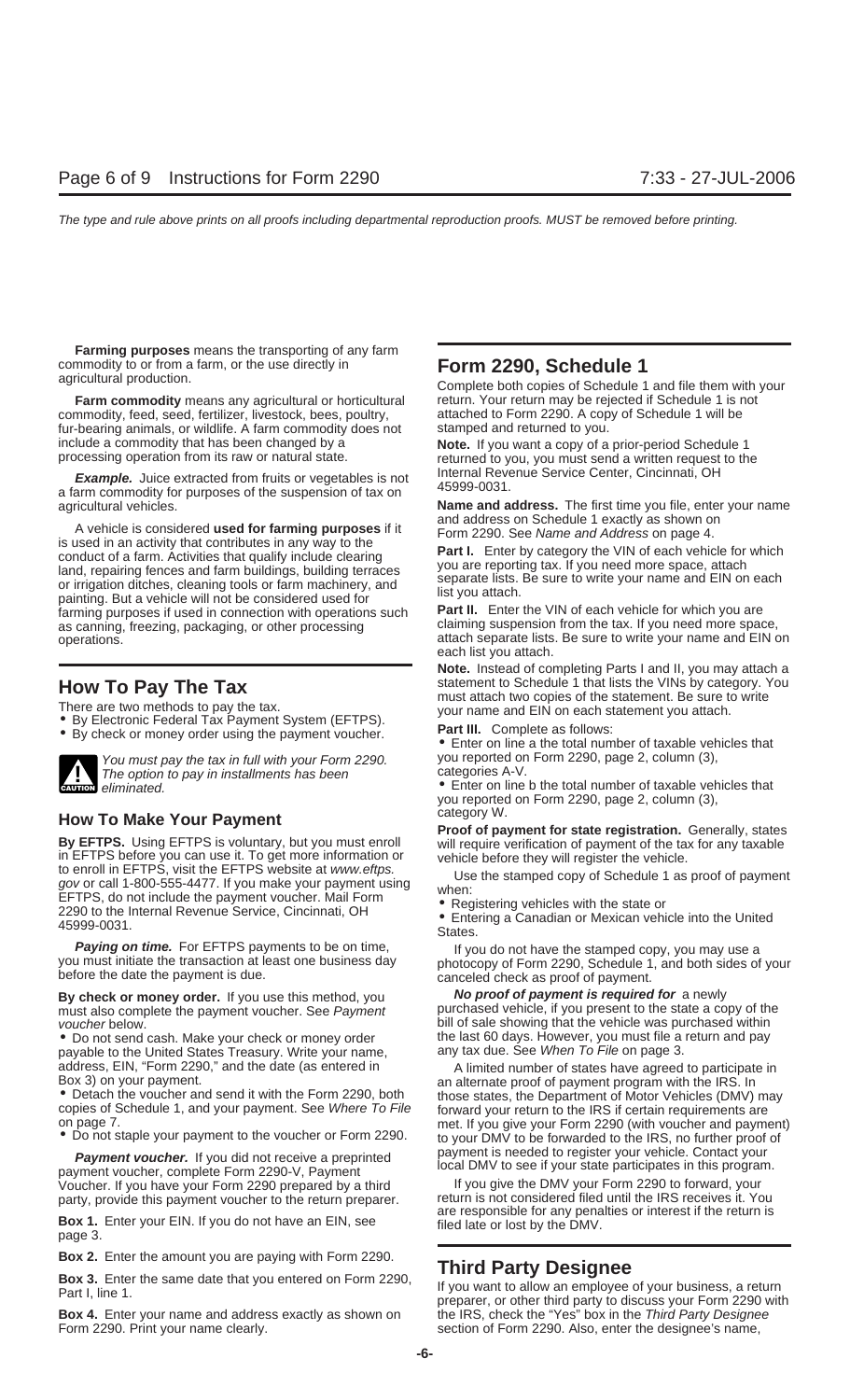**Farming purposes** means the transporting of any farm commodity to or from a farm, or the use directly in agricultural production.

**Farm commodity** means any agricultural or horticultural commodity, feed, seed, fertilizer, livestock, bees, poultry, fur-bearing animals, or wildlife. A farm commodity does not include a commodity that has been changed by a processing operation from its raw or natural state.

***Example.*** Juice extracted from fruits or vegetables is not a farm commodity for purposes of the suspension of tax on agricultural vehicles.

A vehicle is considered **used for farming purposes** if it is used in an activity that contributes in any way to the conduct of a farm. Activities that qualify include clearing land, repairing fences and farm buildings, building terraces or irrigation ditches, cleaning tools or farm machinery, and painting. But a vehicle will not be considered used for farming purposes if used in connection with operations such as canning, freezing, packaging, or other processing operations.

## How To Pay The Tax

There are two methods to pay the tax.

- By Electronic Federal Tax Payment System (EFTPS).
- By check or money order using the payment voucher.

**CAUTION** *You must pay the tax in full with your Form 2290. The option to pay in installments has been eliminated.*

### How To Make Your Payment

**By EFTPS.** Using EFTPS is voluntary, but you must enroll in EFTPS before you can use it. To get more information or to enroll in EFTPS, visit the EFTPS website at *www.eftps.gov* or call 1-800-555-4477. If you make your payment using EFTPS, do not include the payment voucher. Mail Form 2290 to the Internal Revenue Service, Cincinnati, OH 45999-0031.

***Paying on time.*** For EFTPS payments to be on time, you must initiate the transaction at least one business day before the date the payment is due.

**By check or money order.** If you use this method, you must also complete the payment voucher. See *Payment voucher* below.

- Do not send cash. Make your check or money order payable to the United States Treasury. Write your name, address, EIN, "Form 2290," and the date (as entered in Box 3) on your payment.
- Detach the voucher and send it with the Form 2290, both copies of Schedule 1, and your payment. See *Where To File* on page 7.
- Do not staple your payment to the voucher or Form 2290.

***Payment voucher.*** If you did not receive a preprinted payment voucher, complete Form 2290-V, Payment Voucher. If you have your Form 2290 prepared by a third party, provide this payment voucher to the return preparer.

**Box 1.** Enter your EIN. If you do not have an EIN, see page 3.

**Box 2.** Enter the amount you are paying with Form 2290.

**Box 3.** Enter the same date that you entered on Form 2290, Part I, line 1.

**Box 4.** Enter your name and address exactly as shown on Form 2290. Print your name clearly.

## Form 2290, Schedule 1

Complete both copies of Schedule 1 and file them with your return. Your return may be rejected if Schedule 1 is not attached to Form 2290. A copy of Schedule 1 will be stamped and returned to you.

**Note.** If you want a copy of a prior-period Schedule 1 returned to you, you must send a written request to the Internal Revenue Service Center, Cincinnati, OH 45999-0031.

**Name and address.** The first time you file, enter your name and address on Schedule 1 exactly as shown on Form 2290. See *Name and Address* on page 4.

**Part I.** Enter by category the VIN of each vehicle for which you are reporting tax. If you need more space, attach separate lists. Be sure to write your name and EIN on each list you attach.

**Part II.** Enter the VIN of each vehicle for which you are claiming suspension from the tax. If you need more space, attach separate lists. Be sure to write your name and EIN on each list you attach.

**Note.** Instead of completing Parts I and II, you may attach a statement to Schedule 1 that lists the VINs by category. You must attach two copies of the statement. Be sure to write your name and EIN on each statement you attach.

**Part III.** Complete as follows:

- Enter on line a the total number of taxable vehicles that you reported on Form 2290, page 2, column (3), categories A-V.
- Enter on line b the total number of taxable vehicles that you reported on Form 2290, page 2, column (3), category W.

**Proof of payment for state registration.** Generally, states will require verification of payment of the tax for any taxable vehicle before they will register the vehicle.

Use the stamped copy of Schedule 1 as proof of payment when:

- Registering vehicles with the state or
- Entering a Canadian or Mexican vehicle into the United States.

If you do not have the stamped copy, you may use a photocopy of Form 2290, Schedule 1, and both sides of your canceled check as proof of payment.

***No proof of payment is required for*** a newly purchased vehicle, if you present to the state a copy of the bill of sale showing that the vehicle was purchased within the last 60 days. However, you must file a return and pay any tax due. See *When To File* on page 3.

A limited number of states have agreed to participate in an alternate proof of payment program with the IRS. In those states, the Department of Motor Vehicles (DMV) may forward your return to the IRS if certain requirements are met. If you give your Form 2290 (with voucher and payment) to your DMV to be forwarded to the IRS, no further proof of payment is needed to register your vehicle. Contact your local DMV to see if your state participates in this program.

If you give the DMV your Form 2290 to forward, your return is not considered filed until the IRS receives it. You are responsible for any penalties or interest if the return is filed late or lost by the DMV.

## Third Party Designee

If you want to allow an employee of your business, a return preparer, or other third party to discuss your Form 2290 with the IRS, check the "Yes" box in the *Third Party Designee* section of Form 2290. Also, enter the designee's name,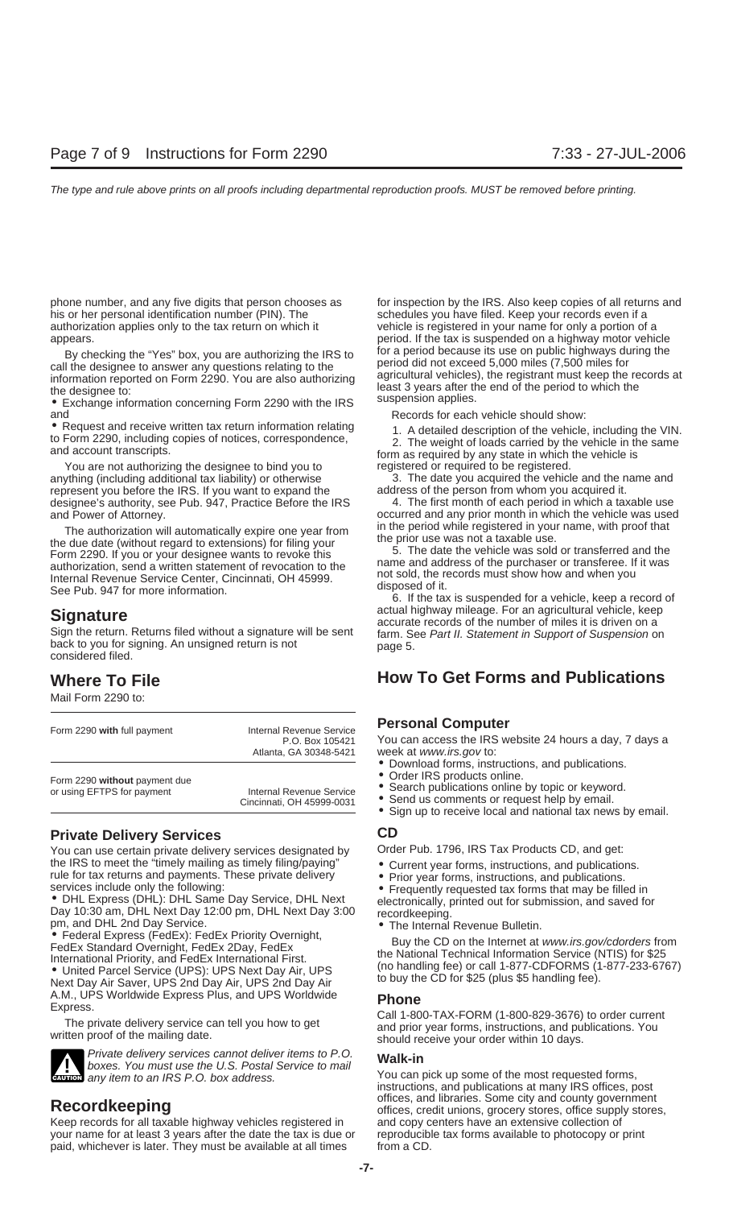phone number, and any five digits that person chooses as his or her personal identification number (PIN). The authorization applies only to the tax return on which it appears.

By checking the "Yes" box, you are authorizing the IRS to call the designee to answer any questions relating to the information reported on Form 2290. You are also authorizing the designee to:

- Exchange information concerning Form 2290 with the IRS and
- Request and receive written tax return information relating to Form 2290, including copies of notices, correspondence, and account transcripts.

You are not authorizing the designee to bind you to anything (including additional tax liability) or otherwise represent you before the IRS. If you want to expand the designee's authority, see Pub. 947, Practice Before the IRS and Power of Attorney.

The authorization will automatically expire one year from the due date (without regard to extensions) for filing your Form 2290. If you or your designee wants to revoke this authorization, send a written statement of revocation to the Internal Revenue Service Center, Cincinnati, OH 45999. See Pub. 947 for more information.

## Signature

Sign the return. Returns filed without a signature will be sent back to you for signing. An unsigned return is not considered filed.

## Where To File

Mail Form 2290 to:

| | |
|---|---|
| Form 2290 **with** full payment | Internal Revenue Service<br>P.O. Box 105421<br>Atlanta, GA 30348-5421 |
| Form 2290 **without** payment due or using EFTPS for payment | Internal Revenue Service<br>Cincinnati, OH 45999-0031 |

### Private Delivery Services

You can use certain private delivery services designated by the IRS to meet the "timely mailing as timely filing/paying" rule for tax returns and payments. These private delivery services include only the following:

- DHL Express (DHL): DHL Same Day Service, DHL Next Day 10:30 am, DHL Next Day 12:00 pm, DHL Next Day 3:00 pm, and DHL 2nd Day Service.
- Federal Express (FedEx): FedEx Priority Overnight, FedEx Standard Overnight, FedEx 2Day, FedEx International Priority, and FedEx International First.
- United Parcel Service (UPS): UPS Next Day Air, UPS Next Day Air Saver, UPS 2nd Day Air, UPS 2nd Day Air A.M., UPS Worldwide Express Plus, and UPS Worldwide Express.

The private delivery service can tell you how to get written proof of the mailing date.

**CAUTION:** *Private delivery services cannot deliver items to P.O. boxes. You must use the U.S. Postal Service to mail any item to an IRS P.O. box address.*

## Recordkeeping

Keep records for all taxable highway vehicles registered in your name for at least 3 years after the date the tax is due or paid, whichever is later. They must be available at all times for inspection by the IRS. Also keep copies of all returns and schedules you have filed. Keep your records even if a vehicle is registered in your name for only a portion of a period. If the tax is suspended on a highway motor vehicle for a period because its use on public highways during the period did not exceed 5,000 miles (7,500 miles for agricultural vehicles), the registrant must keep the records at least 3 years after the end of the period to which the suspension applies.

Records for each vehicle should show:

1. A detailed description of the vehicle, including the VIN.
2. The weight of loads carried by the vehicle in the same form as required by any state in which the vehicle is registered or required to be registered.
3. The date you acquired the vehicle and the name and address of the person from whom you acquired it.
4. The first month of each period in which a taxable use occurred and any prior month in which the vehicle was used in the period while registered in your name, with proof that the prior use was not a taxable use.
5. The date the vehicle was sold or transferred and the name and address of the purchaser or transferee. If it was not sold, the records must show how and when you disposed of it.
6. If the tax is suspended for a vehicle, keep a record of actual highway mileage. For an agricultural vehicle, keep accurate records of the number of miles it is driven on a farm. See *Part II. Statement in Support of Suspension* on page 5.

## How To Get Forms and Publications

### Personal Computer

You can access the IRS website 24 hours a day, 7 days a week at *www.irs.gov* to:

- Download forms, instructions, and publications.
- Order IRS products online.
- Search publications online by topic or keyword.
- Send us comments or request help by email.
- Sign up to receive local and national tax news by email.

### CD

Order Pub. 1796, IRS Tax Products CD, and get:

- Current year forms, instructions, and publications.
- Prior year forms, instructions, and publications.
- Frequently requested tax forms that may be filled in electronically, printed out for submission, and saved for recordkeeping.
- The Internal Revenue Bulletin.

Buy the CD on the Internet at *www.irs.gov/cdorders* from the National Technical Information Service (NTIS) for $25 (no handling fee) or call 1-877-CDFORMS (1-877-233-6767) to buy the CD for $25 (plus $5 handling fee).

### Phone

Call 1-800-TAX-FORM (1-800-829-3676) to order current and prior year forms, instructions, and publications. You should receive your order within 10 days.

### Walk-in

You can pick up some of the most requested forms, instructions, and publications at many IRS offices, post offices, and libraries. Some city and county government offices, credit unions, grocery stores, office supply stores, and copy centers have an extensive collection of reproducible tax forms available to photocopy or print from a CD.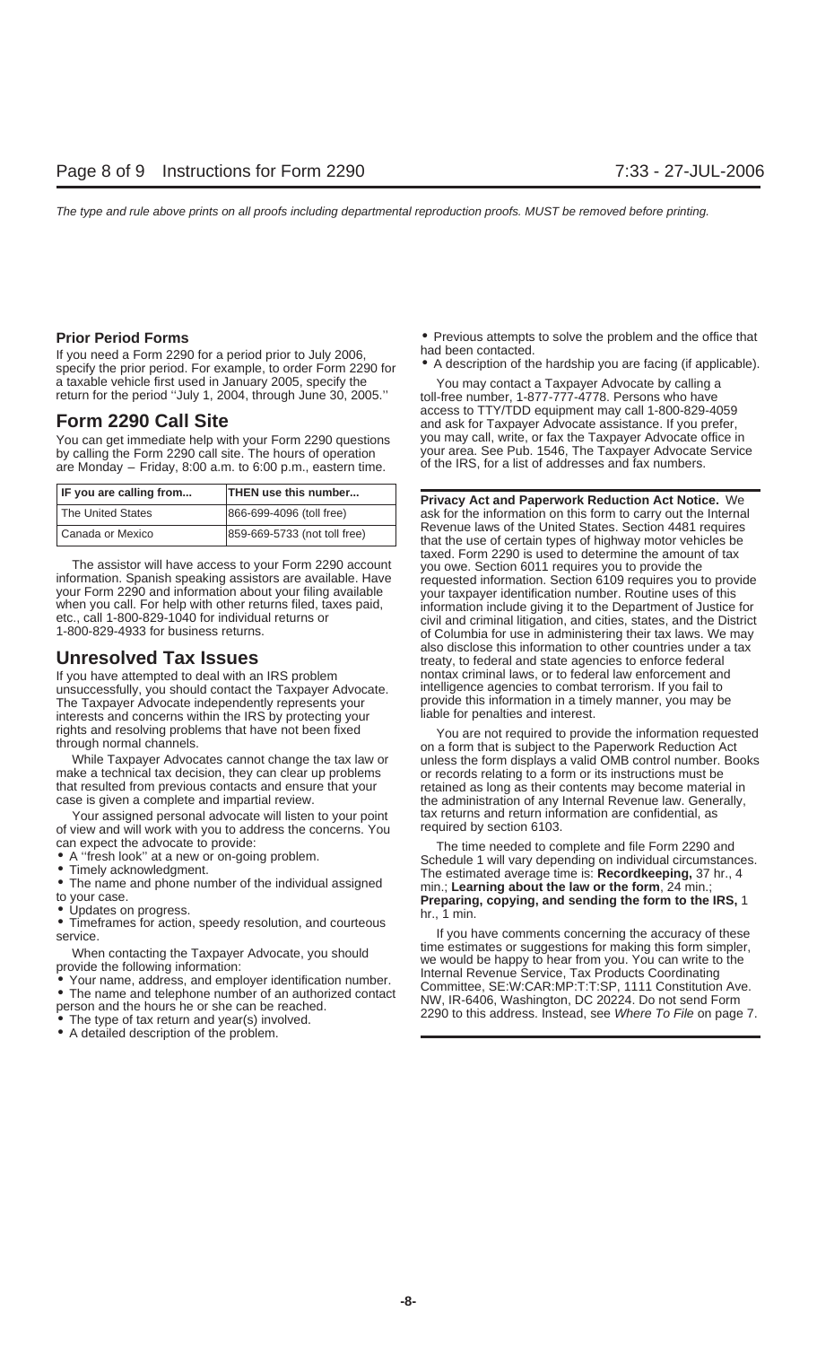**Prior Period Forms**

If you need a Form 2290 for a period prior to July 2006, specify the prior period. For example, to order Form 2290 for a taxable vehicle first used in January 2005, specify the return for the period "July 1, 2004, through June 30, 2005."

## Form 2290 Call Site

You can get immediate help with your Form 2290 questions by calling the Form 2290 call site. The hours of operation are Monday – Friday, 8:00 a.m. to 6:00 p.m., eastern time.

| IF you are calling from... | THEN use this number... |
|---|---|
| The United States | 866-699-4096 (toll free) |
| Canada or Mexico | 859-669-5733 (not toll free) |

The assistor will have access to your Form 2290 account information. Spanish speaking assistors are available. Have your Form 2290 and information about your filing available when you call. For help with other returns filed, taxes paid, etc., call 1-800-829-1040 for individual returns or 1-800-829-4933 for business returns.

## Unresolved Tax Issues

If you have attempted to deal with an IRS problem unsuccessfully, you should contact the Taxpayer Advocate. The Taxpayer Advocate independently represents your interests and concerns within the IRS by protecting your rights and resolving problems that have not been fixed through normal channels.

While Taxpayer Advocates cannot change the tax law or make a technical tax decision, they can clear up problems that resulted from previous contacts and ensure that your case is given a complete and impartial review.

Your assigned personal advocate will listen to your point of view and will work with you to address the concerns. You can expect the advocate to provide:

- A "fresh look" at a new or on-going problem.
- Timely acknowledgment.
- The name and phone number of the individual assigned to your case.
- Updates on progress.
- Timeframes for action, speedy resolution, and courteous service.

When contacting the Taxpayer Advocate, you should provide the following information:

- Your name, address, and employer identification number.
- The name and telephone number of an authorized contact person and the hours he or she can be reached.
- The type of tax return and year(s) involved.
- A detailed description of the problem.
- Previous attempts to solve the problem and the office that had been contacted.
- A description of the hardship you are facing (if applicable).

You may contact a Taxpayer Advocate by calling a toll-free number, 1-877-777-4778. Persons who have access to TTY/TDD equipment may call 1-800-829-4059 and ask for Taxpayer Advocate assistance. If you prefer, you may call, write, or fax the Taxpayer Advocate office in your area. See Pub. 1546, The Taxpayer Advocate Service of the IRS, for a list of addresses and fax numbers.

**Privacy Act and Paperwork Reduction Act Notice.** We ask for the information on this form to carry out the Internal Revenue laws of the United States. Section 4481 requires that the use of certain types of highway motor vehicles be taxed. Form 2290 is used to determine the amount of tax you owe. Section 6011 requires you to provide the requested information. Section 6109 requires you to provide your taxpayer identification number. Routine uses of this information include giving it to the Department of Justice for civil and criminal litigation, and cities, states, and the District of Columbia for use in administering their tax laws. We may also disclose this information to other countries under a tax treaty, to federal and state agencies to enforce federal nontax criminal laws, or to federal law enforcement and intelligence agencies to combat terrorism. If you fail to provide this information in a timely manner, you may be liable for penalties and interest.

You are not required to provide the information requested on a form that is subject to the Paperwork Reduction Act unless the form displays a valid OMB control number. Books or records relating to a form or its instructions must be retained as long as their contents may become material in the administration of any Internal Revenue law. Generally, tax returns and return information are confidential, as required by section 6103.

The time needed to complete and file Form 2290 and Schedule 1 will vary depending on individual circumstances. The estimated average time is: **Recordkeeping,** 37 hr., 4 min.; **Learning about the law or the form**, 24 min.; **Preparing, copying, and sending the form to the IRS,** 1 hr., 1 min.

If you have comments concerning the accuracy of these time estimates or suggestions for making this form simpler, we would be happy to hear from you. You can write to the Internal Revenue Service, Tax Products Coordinating Committee, SE:W:CAR:MP:T:T:SP, 1111 Constitution Ave. NW, IR-6406, Washington, DC 20224. Do not send Form 2290 to this address. Instead, see *Where To File* on page 7.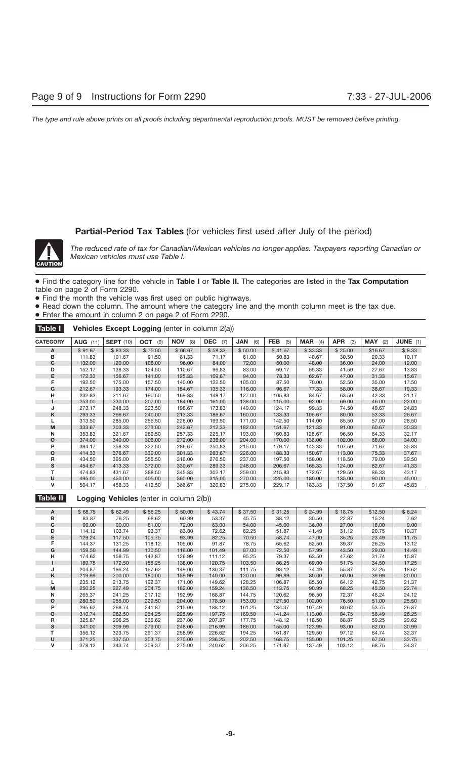The type and rule above prints on all proofs including departmental reproduction proofs. MUST be removed before printing.

## Partial-Period Tax Tables (for vehicles first used after July of the period)

**CAUTION**

*The reduced rate of tax for Canadian/Mexican vehicles no longer applies. Taxpayers reporting Canadian or Mexican vehicles must use Table I.*

- Find the category line for the vehicle in **Table I** or **Table II.** The categories are listed in the **Tax Computation** table on page 2 of Form 2290.
- Find the month the vehicle was first used on public highways.
- Read down the column. The amount where the category line and the month column meet is the tax due.
- Enter the amount in column 2 on page 2 of Form 2290.

**Table I** **Vehicles Except Logging** (enter in column 2(a))

| CATEGORY | AUG (11) | SEPT (10) | OCT (9) | NOV (8) | DEC (7) | JAN (6) | FEB (5) | MAR (4) | APR (3) | MAY (2) | JUNE (1) |
|---|---|---|---|---|---|---|---|---|---|---|---|
| A | $ 91.67 | $ 83.33 | $ 75.00 | $ 66.67 | $ 58.33 | $ 50.00 | $ 41.67 | $ 33.33 | $ 25.00 | $16.67 | $ 8.33 |
| B | 111.83 | 101.67 | 91.50 | 81.33 | 71.17 | 61.00 | 50.83 | 40.67 | 30.50 | 20.33 | 10.17 |
| C | 132.00 | 120.00 | 108.00 | 96.00 | 84.00 | 72.00 | 60.00 | 48.00 | 36.00 | 24.00 | 12.00 |
| D | 152.17 | 138.33 | 124.50 | 110.67 | 96.83 | 83.00 | 69.17 | 55.33 | 41.50 | 27.67 | 13.83 |
| E | 172.33 | 156.67 | 141.00 | 125.33 | 109.67 | 94.00 | 78.33 | 62.67 | 47.00 | 31.33 | 15.67 |
| F | 192.50 | 175.00 | 157.50 | 140.00 | 122.50 | 105.00 | 87.50 | 70.00 | 52.50 | 35.00 | 17.50 |
| G | 212.67 | 193.33 | 174.00 | 154.67 | 135.33 | 116.00 | 96.67 | 77.33 | 58.00 | 38.67 | 19.33 |
| H | 232.83 | 211.67 | 190.50 | 169.33 | 148.17 | 127.00 | 105.83 | 84.67 | 63.50 | 42.33 | 21.17 |
| I | 253.00 | 230.00 | 207.00 | 184.00 | 161.00 | 138.00 | 115.00 | 92.00 | 69.00 | 46.00 | 23.00 |
| J | 273.17 | 248.33 | 223.50 | 198.67 | 173.83 | 149.00 | 124.17 | 99.33 | 74.50 | 49.67 | 24.83 |
| K | 293.33 | 266.67 | 240.00 | 213.33 | 186.67 | 160.00 | 133.33 | 106.67 | 80.00 | 53.33 | 26.67 |
| L | 313.50 | 285.00 | 256.50 | 228.00 | 199.50 | 171.00 | 142.50 | 114.00 | 85.50 | 57.00 | 28.50 |
| M | 333.67 | 303.33 | 273.00 | 242.67 | 212.33 | 182.00 | 151.67 | 121.33 | 91.00 | 60.67 | 30.33 |
| N | 353.83 | 321.67 | 289.50 | 257.33 | 225.17 | 193.00 | 160.83 | 128.67 | 96.50 | 64.33 | 32.17 |
| O | 374.00 | 340.00 | 306.00 | 272.00 | 238.00 | 204.00 | 170.00 | 136.00 | 102.00 | 68.00 | 34.00 |
| P | 394.17 | 358.33 | 322.50 | 286.67 | 250.83 | 215.00 | 179.17 | 143.33 | 107.50 | 71.67 | 35.83 |
| Q | 414.33 | 376.67 | 339.00 | 301.33 | 263.67 | 226.00 | 188.33 | 150.67 | 113.00 | 75.33 | 37.67 |
| R | 434.50 | 395.00 | 355.50 | 316.00 | 276.50 | 237.00 | 197.50 | 158.00 | 118.50 | 79.00 | 39.50 |
| S | 454.67 | 413.33 | 372.00 | 330.67 | 289.33 | 248.00 | 206.67 | 165.33 | 124.00 | 82.67 | 41.33 |
| T | 474.83 | 431.67 | 388.50 | 345.33 | 302.17 | 259.00 | 215.83 | 172.67 | 129.50 | 86.33 | 43.17 |
| U | 495.00 | 450.00 | 405.00 | 360.00 | 315.00 | 270.00 | 225.00 | 180.00 | 135.00 | 90.00 | 45.00 |
| V | 504.17 | 458.33 | 412.50 | 366.67 | 320.83 | 275.00 | 229.17 | 183.33 | 137.50 | 91.67 | 45.83 |

**Table II** **Logging Vehicles** (enter in column 2(b))

| CATEGORY | AUG (11) | SEPT (10) | OCT (9) | NOV (8) | DEC (7) | JAN (6) | FEB (5) | MAR (4) | APR (3) | MAY (2) | JUNE (1) |
|---|---|---|---|---|---|---|---|---|---|---|---|
| A | $ 68.75 | $ 62.49 | $ 56.25 | $ 50.00 | $ 43.74 | $ 37.50 | $ 31.25 | $ 24.99 | $ 18.75 | $12.50 | $ 6.24 |
| B | 83.87 | 76.25 | 68.62 | 60.99 | 53.37 | 45.75 | 38.12 | 30.50 | 22.87 | 15.24 | 7.62 |
| C | 99.00 | 90.00 | 81.00 | 72.00 | 63.00 | 54.00 | 45.00 | 36.00 | 27.00 | 18.00 | 9.00 |
| D | 114.12 | 103.74 | 93.37 | 83.00 | 72.62 | 62.25 | 51.87 | 41.49 | 31.12 | 20.75 | 10.37 |
| E | 129.24 | 117.50 | 105.75 | 93.99 | 82.25 | 70.50 | 58.74 | 47.00 | 35.25 | 23.49 | 11.75 |
| F | 144.37 | 131.25 | 118.12 | 105.00 | 91.87 | 78.75 | 65.62 | 52.50 | 39.37 | 26.25 | 13.12 |
| G | 159.50 | 144.99 | 130.50 | 116.00 | 101.49 | 87.00 | 72.50 | 57.99 | 43.50 | 29.00 | 14.49 |
| H | 174.62 | 158.75 | 142.87 | 126.99 | 111.12 | 95.25 | 79.37 | 63.50 | 47.62 | 31.74 | 15.87 |
| I | 189.75 | 172.50 | 155.25 | 138.00 | 120.75 | 103.50 | 86.25 | 69.00 | 51.75 | 34.50 | 17.25 |
| J | 204.87 | 186.24 | 167.62 | 149.00 | 130.37 | 111.75 | 93.12 | 74.49 | 55.87 | 37.25 | 18.62 |
| K | 219.99 | 200.00 | 180.00 | 159.99 | 140.00 | 120.00 | 99.99 | 80.00 | 60.00 | 39.99 | 20.00 |
| L | 235.12 | 213.75 | 192.37 | 171.00 | 149.62 | 128.25 | 106.87 | 85.50 | 64.12 | 42.75 | 21.37 |
| M | 250.25 | 227.49 | 204.75 | 182.00 | 159.24 | 136.50 | 113.75 | 90.99 | 68.25 | 45.50 | 22.74 |
| N | 265.37 | 241.25 | 217.12 | 192.99 | 168.87 | 144.75 | 120.62 | 96.50 | 72.37 | 48.24 | 24.12 |
| O | 280.50 | 255.00 | 229.50 | 204.00 | 178.50 | 153.00 | 127.50 | 102.00 | 76.50 | 51.00 | 25.50 |
| P | 295.62 | 268.74 | 241.87 | 215.00 | 188.12 | 161.25 | 134.37 | 107.49 | 80.62 | 53.75 | 26.87 |
| Q | 310.74 | 282.50 | 254.25 | 225.99 | 197.75 | 169.50 | 141.24 | 113.00 | 84.75 | 56.49 | 28.25 |
| R | 325.87 | 296.25 | 266.62 | 237.00 | 207.37 | 177.75 | 148.12 | 118.50 | 88.87 | 59.25 | 29.62 |
| S | 341.00 | 309.99 | 279.00 | 248.00 | 216.99 | 186.00 | 155.00 | 123.99 | 93.00 | 62.00 | 30.99 |
| T | 356.12 | 323.75 | 291.37 | 258.99 | 226.62 | 194.25 | 161.87 | 129.50 | 97.12 | 64.74 | 32.37 |
| U | 371.25 | 337.50 | 303.75 | 270.00 | 236.25 | 202.50 | 168.75 | 135.00 | 101.25 | 67.50 | 33.75 |
| V | 378.12 | 343.74 | 309.37 | 275.00 | 240.62 | 206.25 | 171.87 | 137.49 | 103.12 | 68.75 | 34.37 |